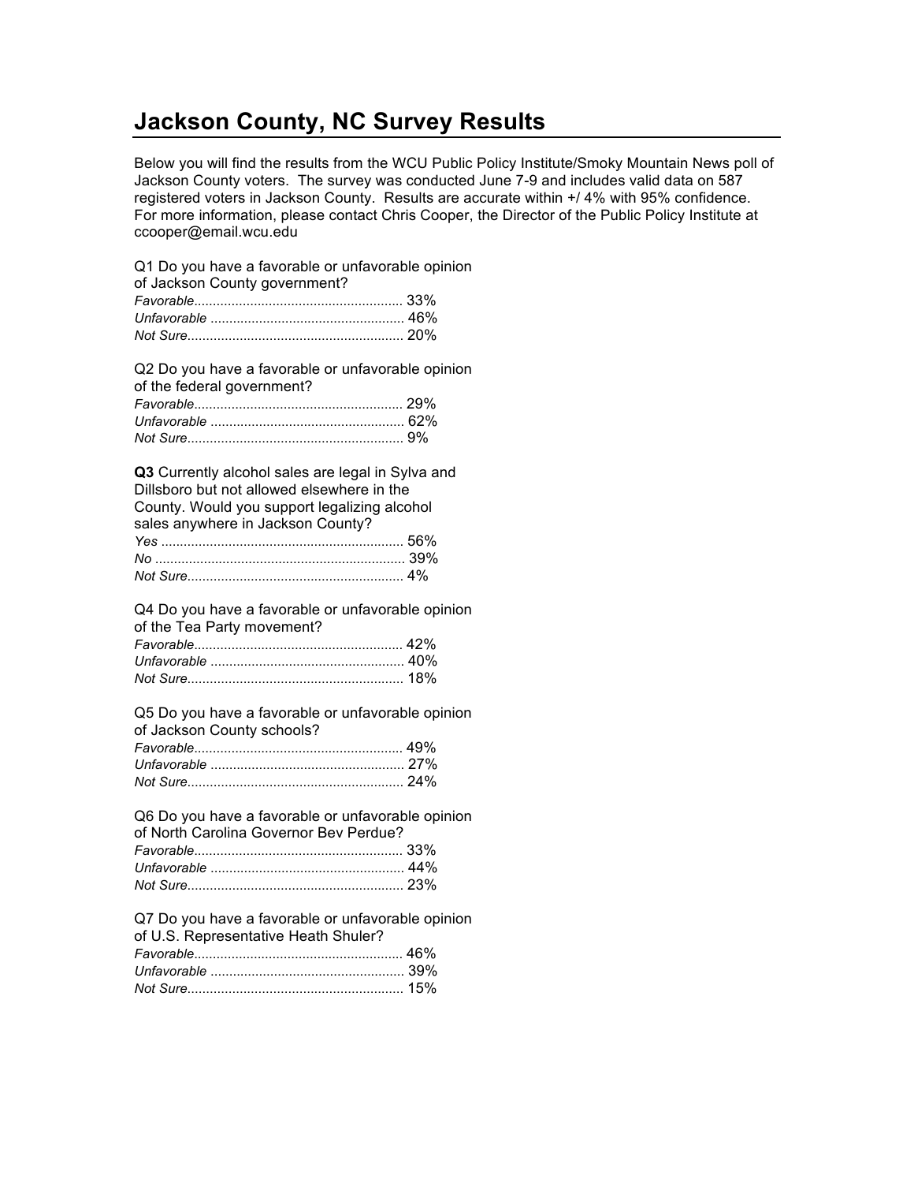# Jackson County, NC Survey Results

Below you will find the results from the WCU Public Policy Institute/Smoky Mountain News poll of Jackson County voters. The survey was conducted June 7-9 and includes valid data on 587 registered voters in Jackson County. Results are accurate within +/ 4% with 95% confidence. For more information, please contact Chris Cooper, the Director of the Public Policy Institute at ccooper@email.wcu.edu

Q1 Do you have a favorable or unfavorable opinion of Jackson County government?

*Favorable*....................................................... 33%
*Unfavorable* ................................................... 46%
*Not Sure*......................................................... 20%

Q2 Do you have a favorable or unfavorable opinion of the federal government?

*Favorable*....................................................... 29%
*Unfavorable* ................................................... 62%
*Not Sure*......................................................... 9%

**Q3** Currently alcohol sales are legal in Sylva and Dillsboro but not allowed elsewhere in the County. Would you support legalizing alcohol sales anywhere in Jackson County?

*Yes* ................................................................ 56%
*No* .................................................................. 39%
*Not Sure*......................................................... 4%

Q4 Do you have a favorable or unfavorable opinion of the Tea Party movement?

*Favorable*....................................................... 42%
*Unfavorable* ................................................... 40%
*Not Sure*......................................................... 18%

Q5 Do you have a favorable or unfavorable opinion of Jackson County schools?

*Favorable*....................................................... 49%
*Unfavorable* ................................................... 27%
*Not Sure*......................................................... 24%

Q6 Do you have a favorable or unfavorable opinion of North Carolina Governor Bev Perdue?

*Favorable*....................................................... 33%
*Unfavorable* ................................................... 44%
*Not Sure*......................................................... 23%

Q7 Do you have a favorable or unfavorable opinion of U.S. Representative Heath Shuler?

*Favorable*....................................................... 46%
*Unfavorable* ................................................... 39%
*Not Sure*......................................................... 15%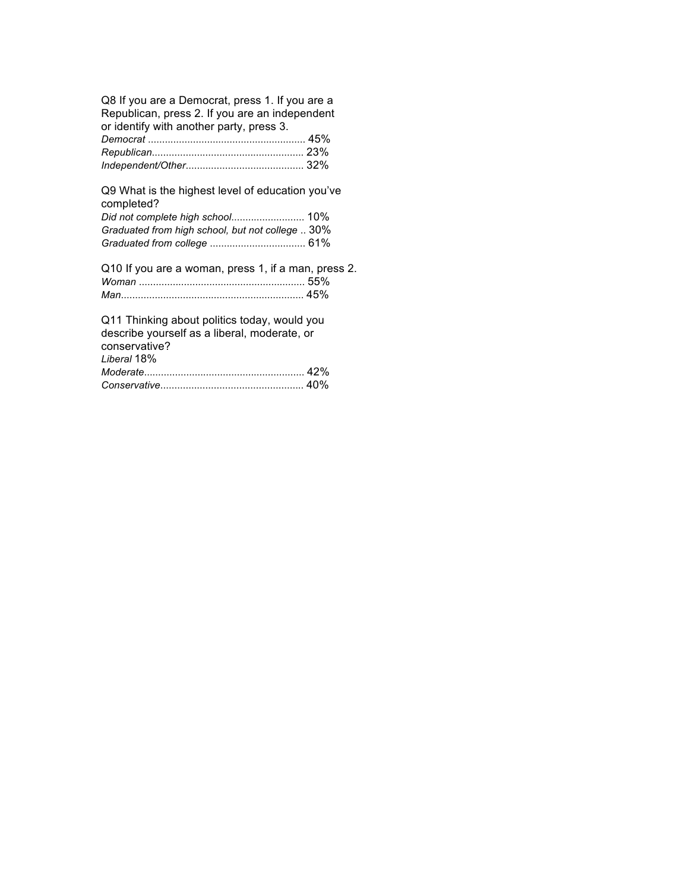Q8 If you are a Democrat, press 1. If you are a Republican, press 2. If you are an independent or identify with another party, press 3.

*Democrat* ........................................................ 45%
*Republican*...................................................... 23%
*Independent/Other*.......................................... 32%

Q9 What is the highest level of education you've completed?

*Did not complete high school*.......................... 10%
*Graduated from high school, but not college* .. 30%
*Graduated from college* .................................. 61%

Q10 If you are a woman, press 1, if a man, press 2.

*Woman* ........................................................... 55%
*Man*................................................................. 45%

Q11 Thinking about politics today, would you describe yourself as a liberal, moderate, or conservative?

*Liberal* 18%
*Moderate*......................................................... 42%
*Conservative*................................................... 40%